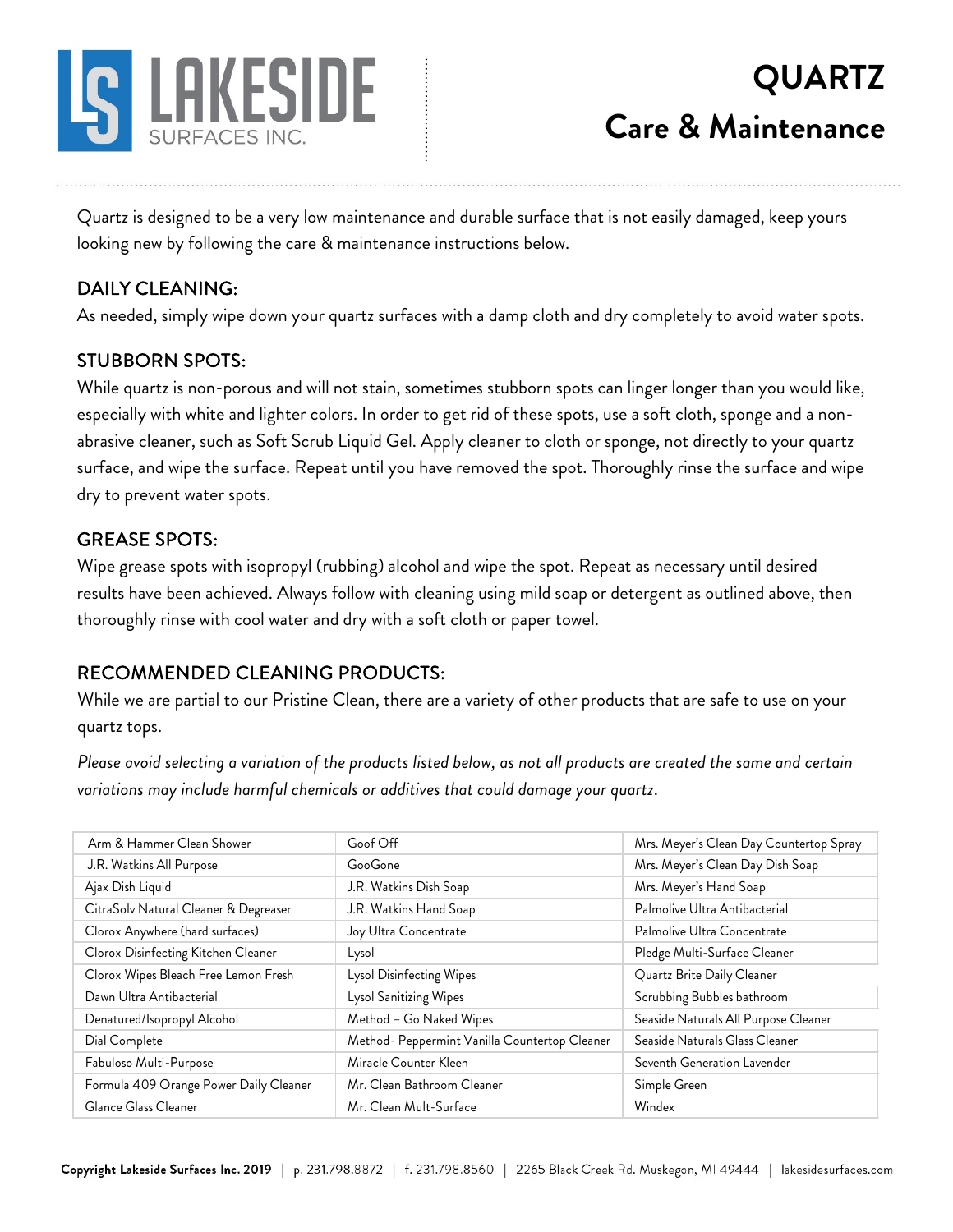LAKESIDE SURFACES INC.

# QUARTZ
## Care & Maintenance

Quartz is designed to be a very low maintenance and durable surface that is not easily damaged, keep yours looking new by following the care & maintenance instructions below.

### DAILY CLEANING:

As needed, simply wipe down your quartz surfaces with a damp cloth and dry completely to avoid water spots.

### STUBBORN SPOTS:

While quartz is non-porous and will not stain, sometimes stubborn spots can linger longer than you would like, especially with white and lighter colors. In order to get rid of these spots, use a soft cloth, sponge and a non-abrasive cleaner, such as Soft Scrub Liquid Gel. Apply cleaner to cloth or sponge, not directly to your quartz surface, and wipe the surface. Repeat until you have removed the spot. Thoroughly rinse the surface and wipe dry to prevent water spots.

### GREASE SPOTS:

Wipe grease spots with isopropyl (rubbing) alcohol and wipe the spot. Repeat as necessary until desired results have been achieved. Always follow with cleaning using mild soap or detergent as outlined above, then thoroughly rinse with cool water and dry with a soft cloth or paper towel.

### RECOMMENDED CLEANING PRODUCTS:

While we are partial to our Pristine Clean, there are a variety of other products that are safe to use on your quartz tops.

*Please avoid selecting a variation of the products listed below, as not all products are created the same and certain variations may include harmful chemicals or additives that could damage your quartz.*

| | | |
|---|---|---|
| Arm & Hammer Clean Shower | Goof Off | Mrs. Meyer's Clean Day Countertop Spray |
| J.R. Watkins All Purpose | GooGone | Mrs. Meyer's Clean Day Dish Soap |
| Ajax Dish Liquid | J.R. Watkins Dish Soap | Mrs. Meyer's Hand Soap |
| CitraSolv Natural Cleaner & Degreaser | J.R. Watkins Hand Soap | Palmolive Ultra Antibacterial |
| Clorox Anywhere (hard surfaces) | Joy Ultra Concentrate | Palmolive Ultra Concentrate |
| Clorox Disinfecting Kitchen Cleaner | Lysol | Pledge Multi-Surface Cleaner |
| Clorox Wipes Bleach Free Lemon Fresh | Lysol Disinfecting Wipes | Quartz Brite Daily Cleaner |
| Dawn Ultra Antibacterial | Lysol Sanitizing Wipes | Scrubbing Bubbles bathroom |
| Denatured/Isopropyl Alcohol | Method – Go Naked Wipes | Seaside Naturals All Purpose Cleaner |
| Dial Complete | Method- Peppermint Vanilla Countertop Cleaner | Seaside Naturals Glass Cleaner |
| Fabuloso Multi-Purpose | Miracle Counter Kleen | Seventh Generation Lavender |
| Formula 409 Orange Power Daily Cleaner | Mr. Clean Bathroom Cleaner | Simple Green |
| Glance Glass Cleaner | Mr. Clean Mult-Surface | Windex |

**Copyright Lakeside Surfaces Inc. 2019** | p. 231.798.8872 | f. 231.798.8560 | 2265 Black Creek Rd. Muskegon, MI 49444 | lakesidesurfaces.com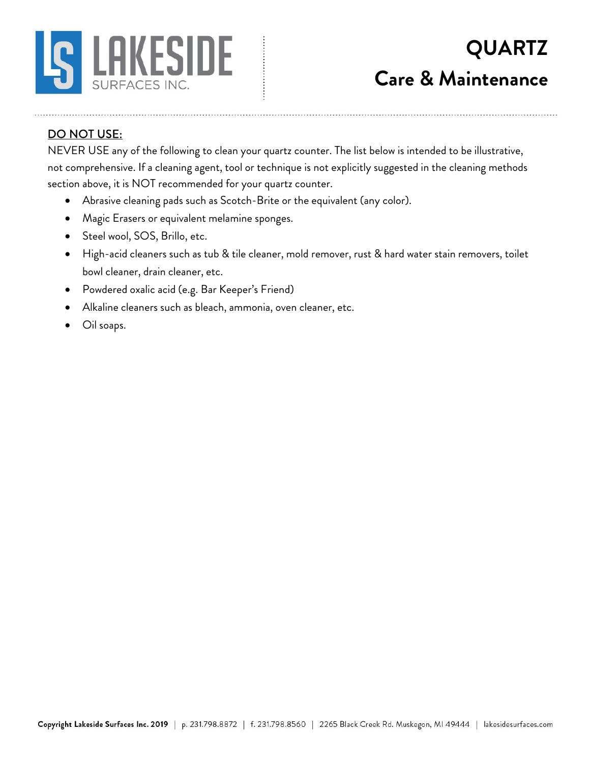# QUARTZ

## Care & Maintenance

**DO NOT USE:**

NEVER USE any of the following to clean your quartz counter. The list below is intended to be illustrative, not comprehensive. If a cleaning agent, tool or technique is not explicitly suggested in the cleaning methods section above, it is NOT recommended for your quartz counter.

- Abrasive cleaning pads such as Scotch-Brite or the equivalent (any color).
- Magic Erasers or equivalent melamine sponges.
- Steel wool, SOS, Brillo, etc.
- High-acid cleaners such as tub & tile cleaner, mold remover, rust & hard water stain removers, toilet bowl cleaner, drain cleaner, etc.
- Powdered oxalic acid (e.g. Bar Keeper's Friend)
- Alkaline cleaners such as bleach, ammonia, oven cleaner, etc.
- Oil soaps.